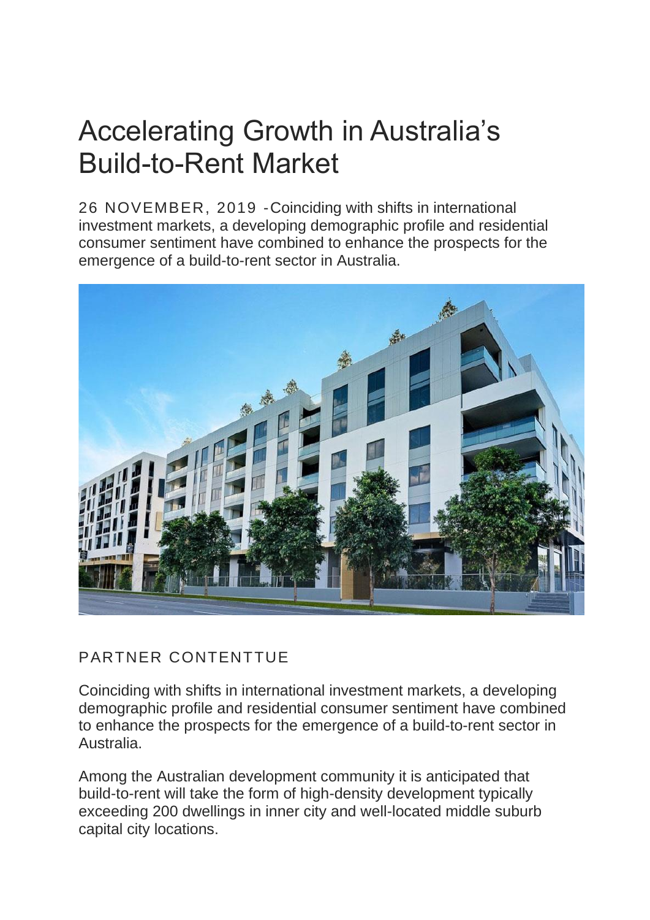# Accelerating Growth in Australia’s Build-to-Rent Market

26 NOVEMBER, 2019 - Coinciding with shifts in international investment markets, a developing demographic profile and residential consumer sentiment have combined to enhance the prospects for the emergence of a build-to-rent sector in Australia.

PARTNER CONTENTTUE

Coinciding with shifts in international investment markets, a developing demographic profile and residential consumer sentiment have combined to enhance the prospects for the emergence of a build-to-rent sector in Australia.

Among the Australian development community it is anticipated that build-to-rent will take the form of high-density development typically exceeding 200 dwellings in inner city and well-located middle suburb capital city locations.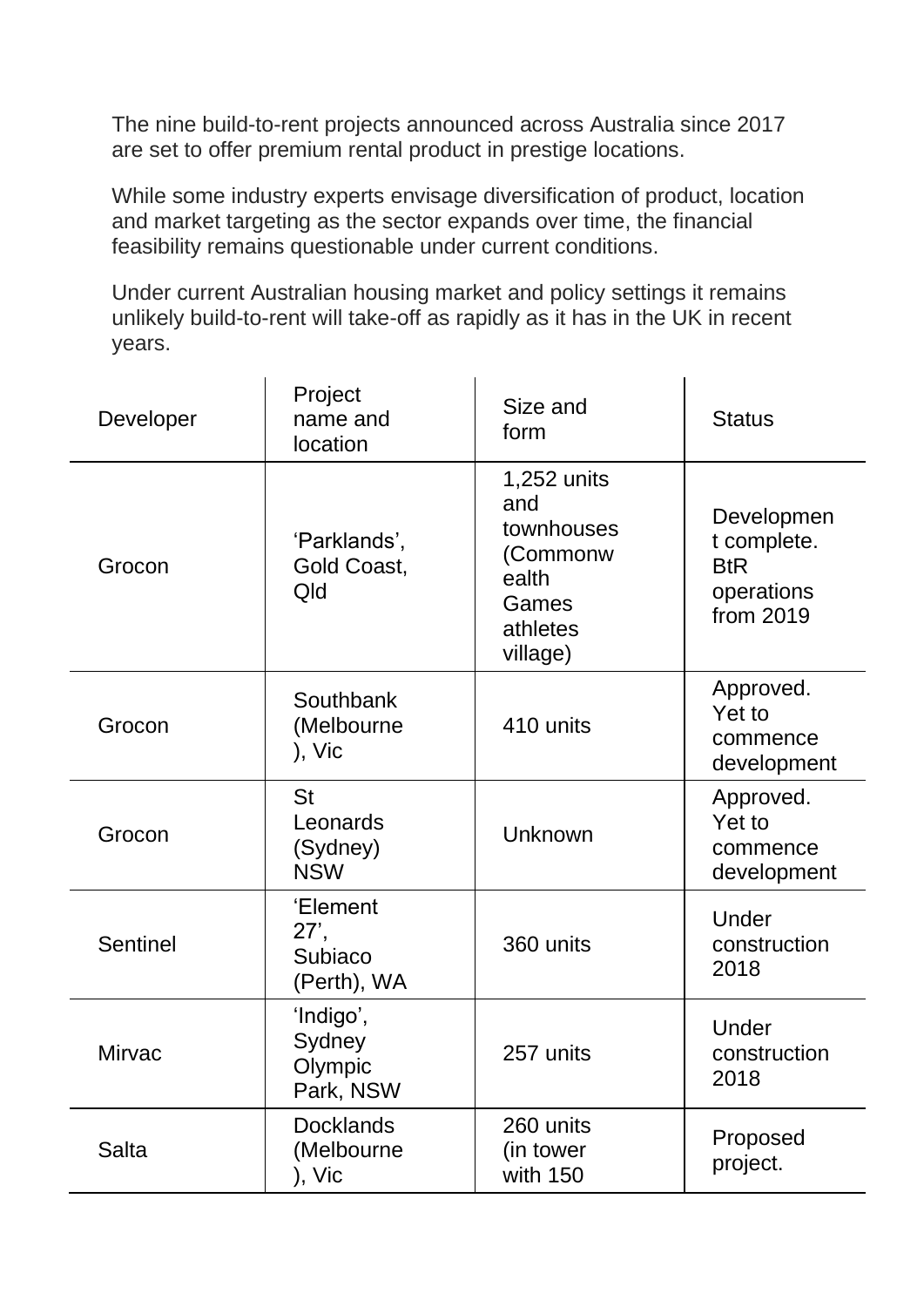The nine build-to-rent projects announced across Australia since 2017 are set to offer premium rental product in prestige locations.

While some industry experts envisage diversification of product, location and market targeting as the sector expands over time, the financial feasibility remains questionable under current conditions.

Under current Australian housing market and policy settings it remains unlikely build-to-rent will take-off as rapidly as it has in the UK in recent years.

| Developer | Project name and location | Size and form | Status |
|---|---|---|---|
| Grocon | 'Parklands', Gold Coast, Qld | 1,252 units and townhouses (Commonwealth Games athletes village) | Development complete. BtR operations from 2019 |
| Grocon | Southbank (Melbourne), Vic | 410 units | Approved. Yet to commence development |
| Grocon | St Leonards (Sydney) NSW | Unknown | Approved. Yet to commence development |
| Sentinel | 'Element 27', Subiaco (Perth), WA | 360 units | Under construction 2018 |
| Mirvac | 'Indigo', Sydney Olympic Park, NSW | 257 units | Under construction 2018 |
| Salta | Docklands (Melbourne), Vic | 260 units (in tower with 150 | Proposed project. |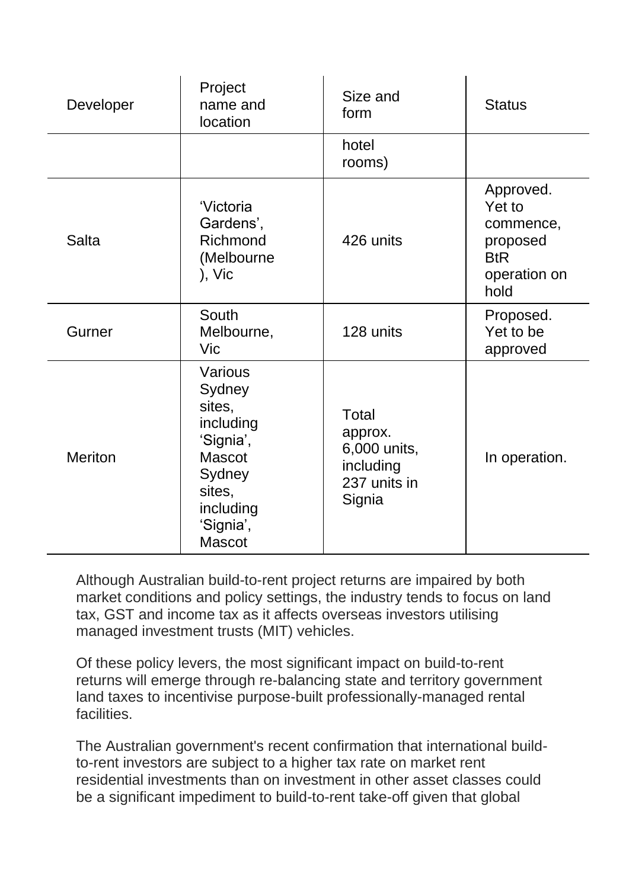| Developer | Project name and location | Size and form | Status |
|---|---|---|---|
| | | hotel rooms) | |
| Salta | 'Victoria Gardens', Richmond (Melbourne), Vic | 426 units | Approved. Yet to commence, proposed BtR operation on hold |
| Gurner | South Melbourne, Vic | 128 units | Proposed. Yet to be approved |
| Meriton | Various Sydney sites, including 'Signia', Mascot Sydney sites, including 'Signia', Mascot | Total approx. 6,000 units, including 237 units in Signia | In operation. |

Although Australian build-to-rent project returns are impaired by both market conditions and policy settings, the industry tends to focus on land tax, GST and income tax as it affects overseas investors utilising managed investment trusts (MIT) vehicles.

Of these policy levers, the most significant impact on build-to-rent returns will emerge through re-balancing state and territory government land taxes to incentivise purpose-built professionally-managed rental facilities.

The Australian government's recent confirmation that international build-to-rent investors are subject to a higher tax rate on market rent residential investments than on investment in other asset classes could be a significant impediment to build-to-rent take-off given that global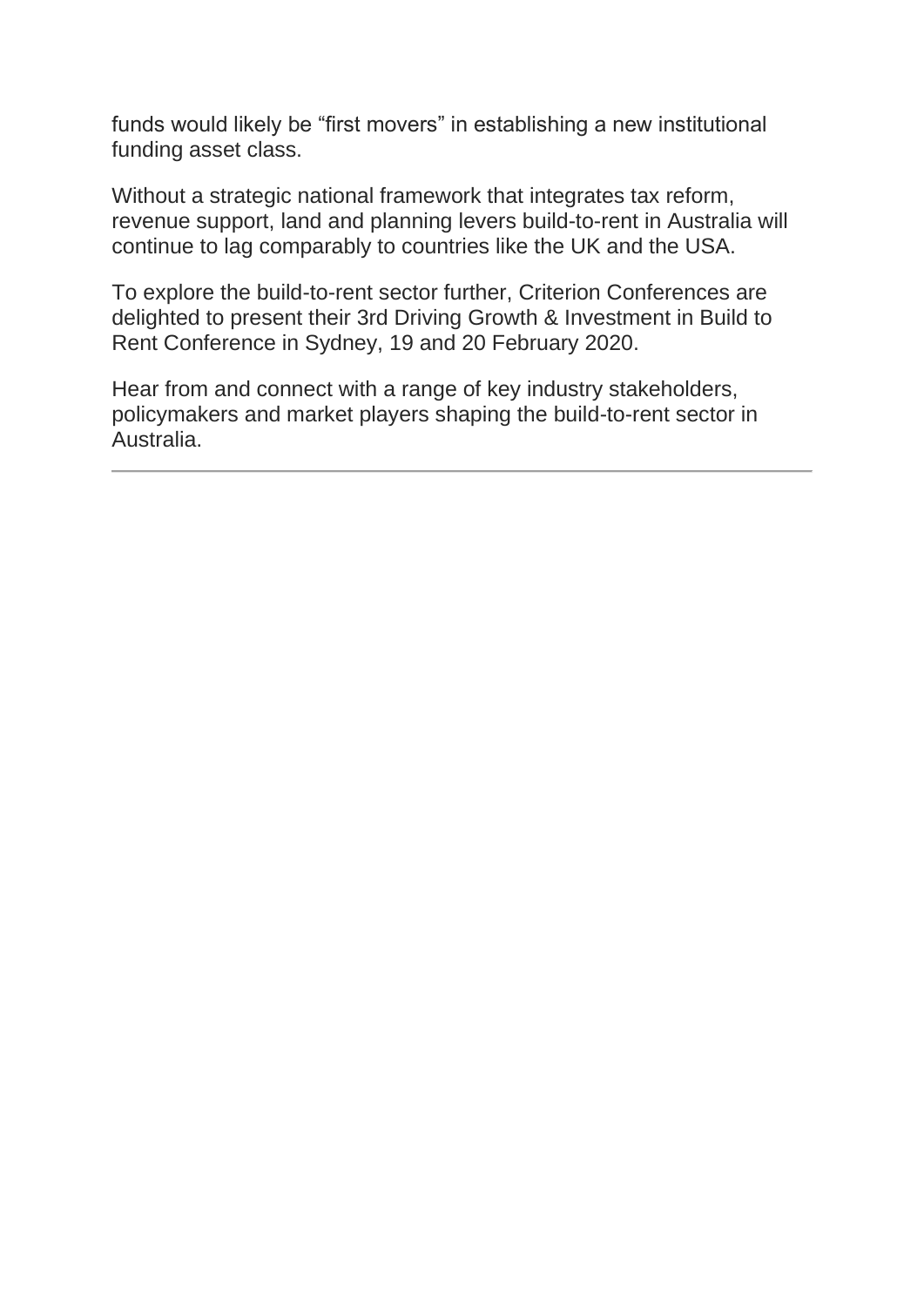funds would likely be "first movers" in establishing a new institutional funding asset class.

Without a strategic national framework that integrates tax reform, revenue support, land and planning levers build-to-rent in Australia will continue to lag comparably to countries like the UK and the USA.

To explore the build-to-rent sector further, Criterion Conferences are delighted to present their 3rd Driving Growth & Investment in Build to Rent Conference in Sydney, 19 and 20 February 2020.

Hear from and connect with a range of key industry stakeholders, policymakers and market players shaping the build-to-rent sector in Australia.

---